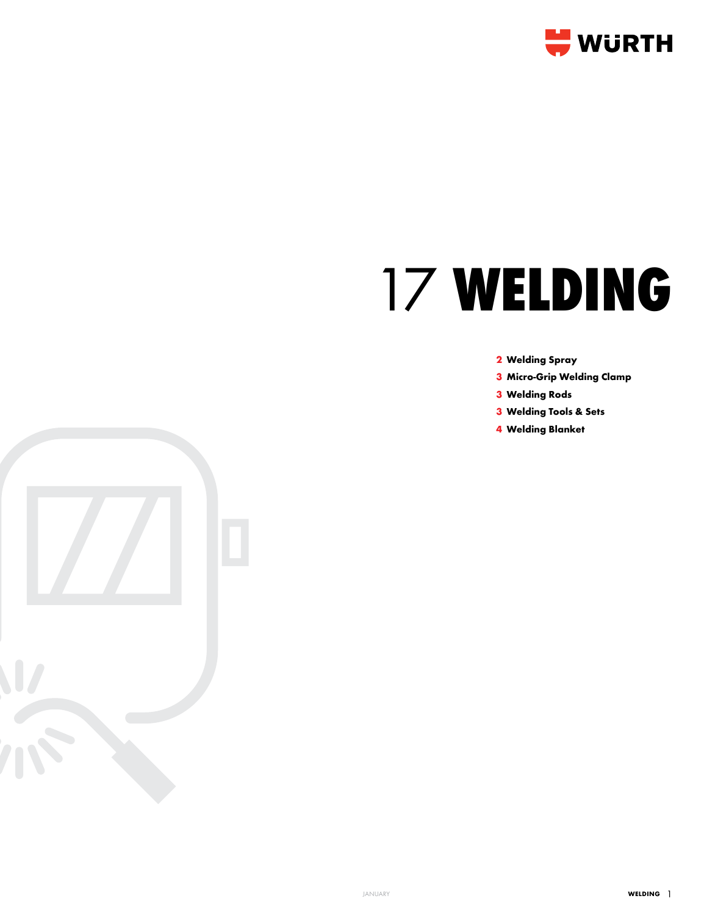# 17 WELDING

- **2 Welding Spray**
- **3 Micro-Grip Welding Clamp**
- **3 Welding Rods**
- **3 Welding Tools & Sets**
- **4 Welding Blanket**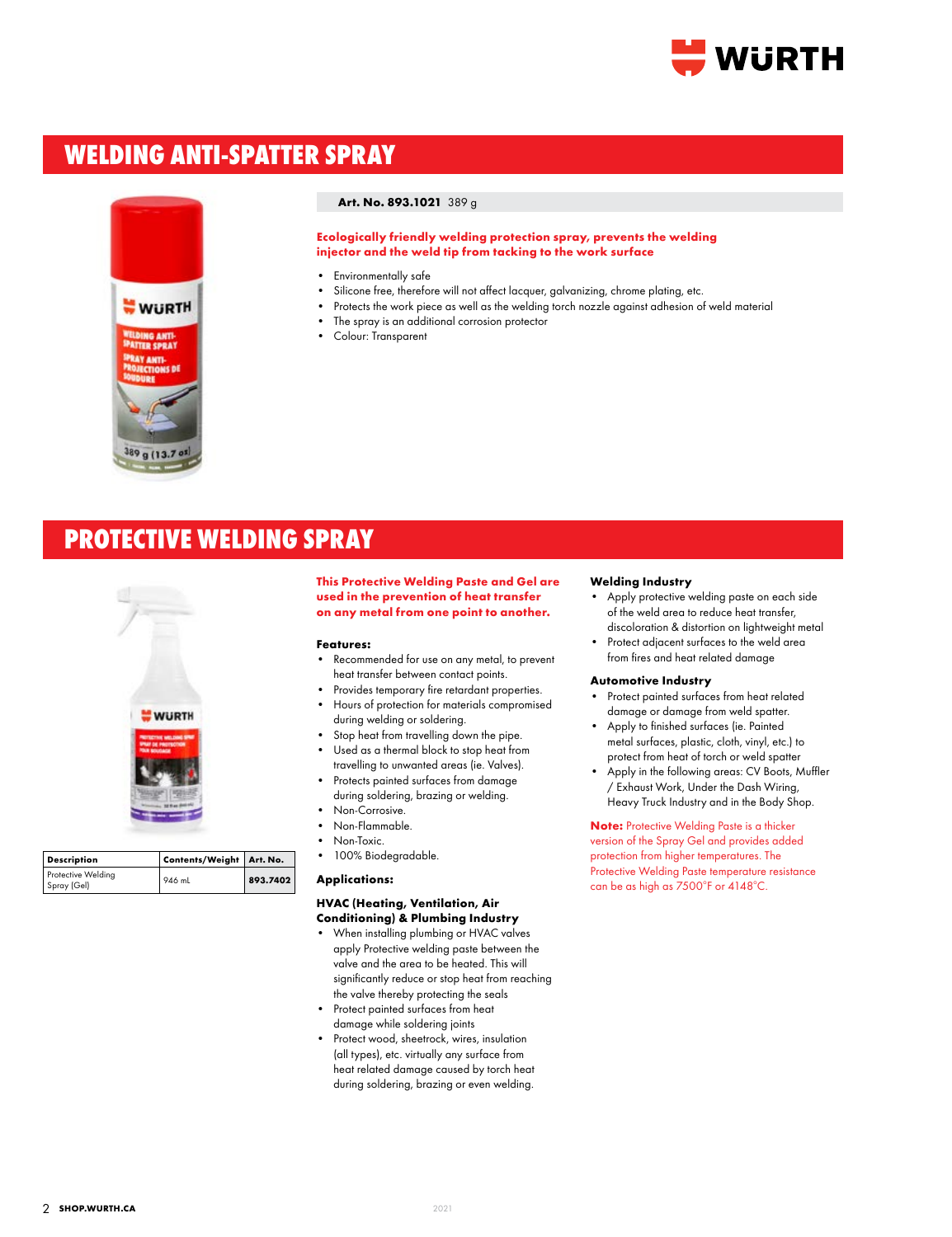# WELDING ANTI-SPATTER SPRAY

**Art. No. 893.1021** 389 g

**Ecologically friendly welding protection spray, prevents the welding injector and the weld tip from tacking to the work surface**

- Environmentally safe
- Silicone free, therefore will not affect lacquer, galvanizing, chrome plating, etc.
- Protects the work piece as well as the welding torch nozzle against adhesion of weld material
- The spray is an additional corrosion protector
- Colour: Transparent

# PROTECTIVE WELDING SPRAY

| Description | Contents/Weight | Art. No. |
| --- | --- | --- |
| Protective Welding Spray (Gel) | 946 mL | **893.7402** |

**This Protective Welding Paste and Gel are used in the prevention of heat transfer on any metal from one point to another.**

**Features:**

- Recommended for use on any metal, to prevent heat transfer between contact points.
- Provides temporary fire retardant properties.
- Hours of protection for materials compromised during welding or soldering.
- Stop heat from travelling down the pipe.
- Used as a thermal block to stop heat from travelling to unwanted areas (ie. Valves).
- Protects painted surfaces from damage during soldering, brazing or welding.
- Non-Corrosive.
- Non-Flammable.
- Non-Toxic.
- 100% Biodegradable.

**Applications:**

**HVAC (Heating, Ventilation, Air Conditioning) & Plumbing Industry**

- When installing plumbing or HVAC valves apply Protective welding paste between the valve and the area to be heated. This will significantly reduce or stop heat from reaching the valve thereby protecting the seals
- Protect painted surfaces from heat damage while soldering joints
- Protect wood, sheetrock, wires, insulation (all types), etc. virtually any surface from heat related damage caused by torch heat during soldering, brazing or even welding.

**Welding Industry**

- Apply protective welding paste on each side of the weld area to reduce heat transfer, discoloration & distortion on lightweight metal
- Protect adjacent surfaces to the weld area from fires and heat related damage

**Automotive Industry**

- Protect painted surfaces from heat related damage or damage from weld spatter.
- Apply to finished surfaces (ie. Painted metal surfaces, plastic, cloth, vinyl, etc.) to protect from heat of torch or weld spatter
- Apply in the following areas: CV Boots, Muffler / Exhaust Work, Under the Dash Wiring, Heavy Truck Industry and in the Body Shop.

**Note:** Protective Welding Paste is a thicker version of the Spray Gel and provides added protection from higher temperatures. The Protective Welding Paste temperature resistance can be as high as 7500°F or 4148°C.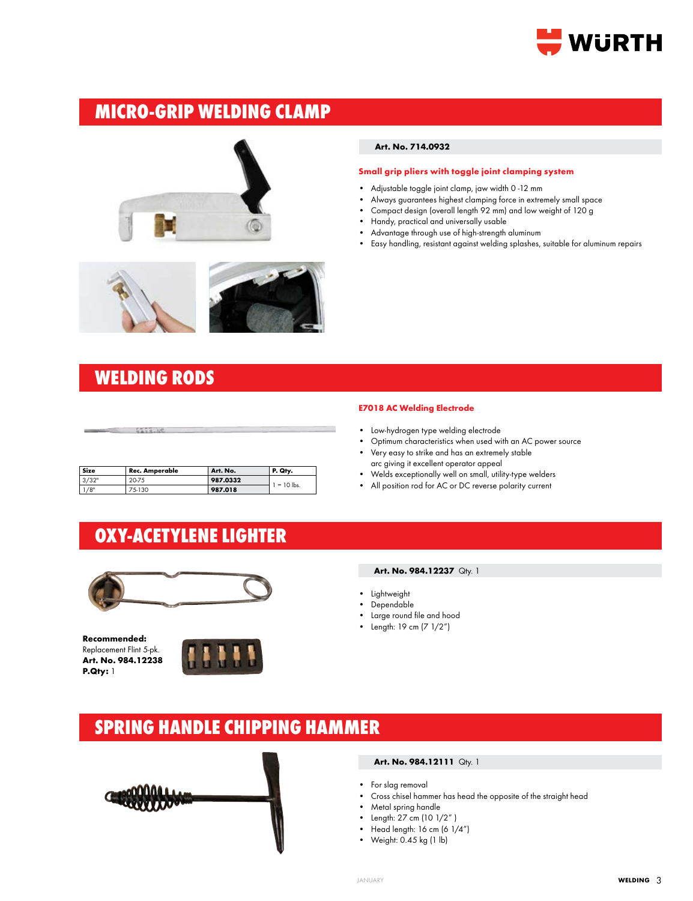## MICRO-GRIP WELDING CLAMP

**Art. No. 714.0932**

**Small grip pliers with toggle joint clamping system**

- Adjustable toggle joint clamp, jaw width 0 -12 mm
- Always guarantees highest clamping force in extremely small space
- Compact design (overall length 92 mm) and low weight of 120 g
- Handy, practical and universally usable
- Advantage through use of high-strength aluminum
- Easy handling, resistant against welding splashes, suitable for aluminum repairs

## WELDING RODS

| Size | Rec. Amperable | Art. No. | P. Qty. |
|---|---|---|---|
| 3/32" | 20-75 | **987.0332** | 1 = 10 lbs. |
| 1/8" | 75-130 | **987.018** | |

**E7018 AC Welding Electrode**

- Low-hydrogen type welding electrode
- Optimum characteristics when used with an AC power source
- Very easy to strike and has an extremely stable arc giving it excellent operator appeal
- Welds exceptionally well on small, utility-type welders
- All position rod for AC or DC reverse polarity current

## OXY-ACETYLENE LIGHTER

**Art. No. 984.12237** Qty. 1

- Lightweight
- Dependable
- Large round file and hood
- Length: 19 cm (7 1/2")

**Recommended:**
Replacement Flint 5-pk.
**Art. No. 984.12238**
**P.Qty:** 1

## SPRING HANDLE CHIPPING HAMMER

**Art. No. 984.12111** Qty. 1

- For slag removal
- Cross chisel hammer has head the opposite of the straight head
- Metal spring handle
- Length: 27 cm (10 1/2" )
- Head length: 16 cm (6 1/4")
- Weight: 0.45 kg (1 lb)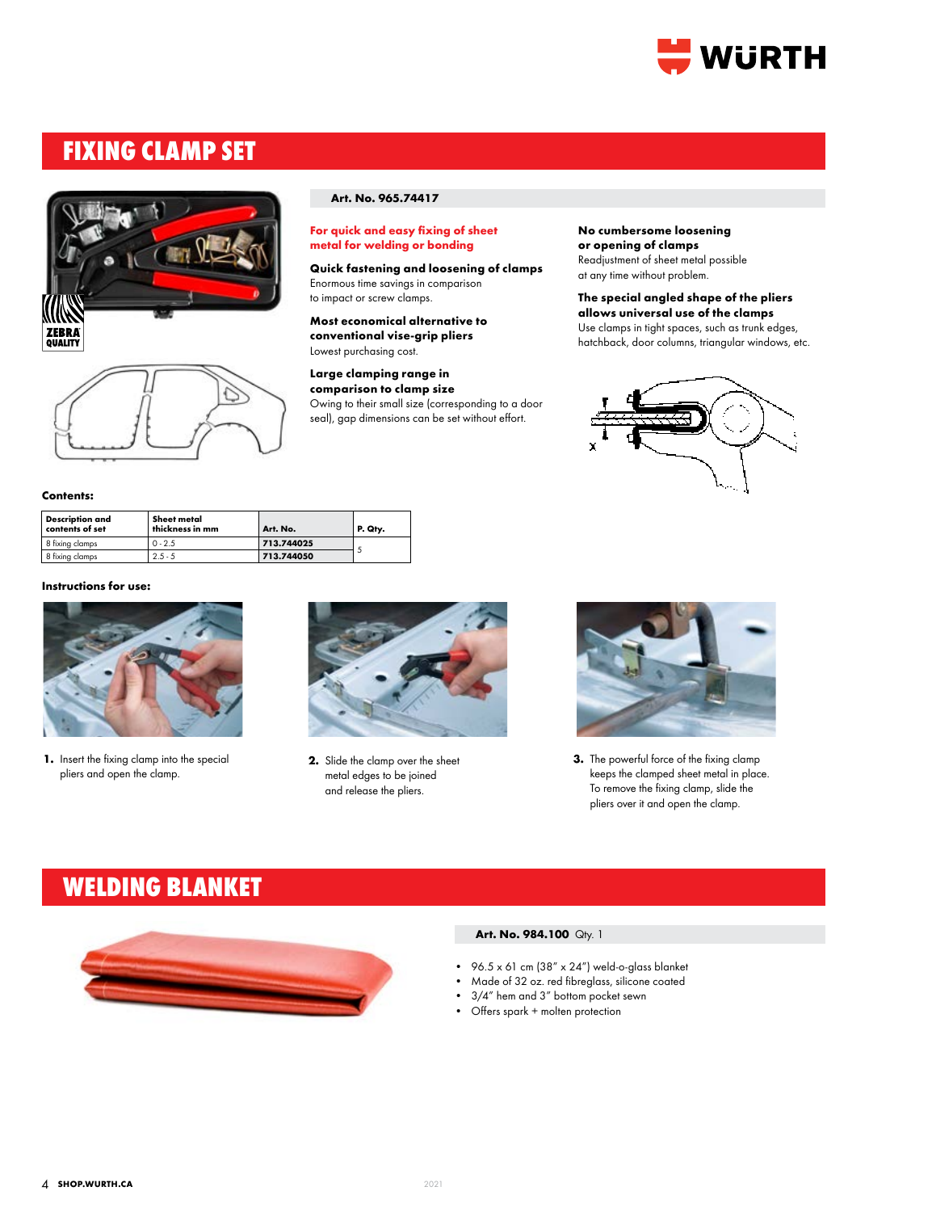# FIXING CLAMP SET

**Art. No. 965.74417**

**For quick and easy fixing of sheet metal for welding or bonding**

**Quick fastening and loosening of clamps**
Enormous time savings in comparison to impact or screw clamps.

**Most economical alternative to conventional vise-grip pliers**
Lowest purchasing cost.

**Large clamping range in comparison to clamp size**
Owing to their small size (corresponding to a door seal), gap dimensions can be set without effort.

**No cumbersome loosening or opening of clamps**
Readjustment of sheet metal possible at any time without problem.

**The special angled shape of the pliers allows universal use of the clamps**
Use clamps in tight spaces, such as trunk edges, hatchback, door columns, triangular windows, etc.

**Contents:**

| Description and contents of set | Sheet metal thickness in mm | Art. No. | P. Qty. |
|---|---|---|---|
| 8 fixing clamps | 0 - 2.5 | **713.744025** | 5 |
| 8 fixing clamps | 2.5 - 5 | **713.744050** | |

**Instructions for use:**

1. Insert the fixing clamp into the special pliers and open the clamp.
2. Slide the clamp over the sheet metal edges to be joined and release the pliers.
3. The powerful force of the fixing clamp keeps the clamped sheet metal in place. To remove the fixing clamp, slide the pliers over it and open the clamp.

# WELDING BLANKET

**Art. No. 984.100** Qty. 1

- 96.5 x 61 cm (38″ x 24″) weld-o-glass blanket
- Made of 32 oz. red fibreglass, silicone coated
- 3/4″ hem and 3″ bottom pocket sewn
- Offers spark + molten protection